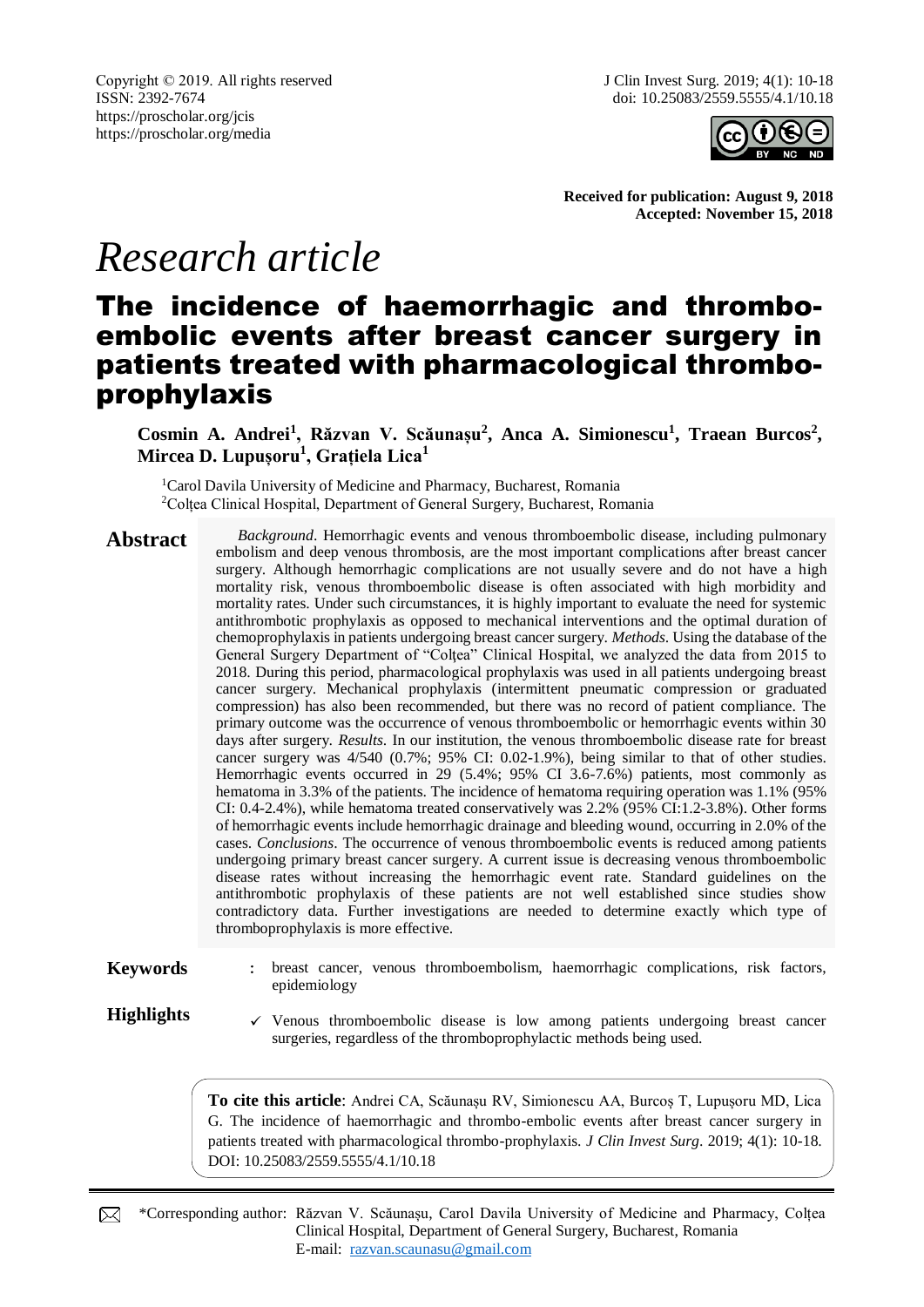Copyright © 2019. All rights reserved
ISSN: 2392-7674
https://proscholar.org/jcis
https://proscholar.org/media

J Clin Invest Surg. 2019; 4(1): 10-18
doi: 10.25083/2559.5555/4.1/10.18

**Received for publication: August 9, 2018**
**Accepted: November 15, 2018**

*Research article*

# The incidence of haemorrhagic and thrombo-embolic events after breast cancer surgery in patients treated with pharmacological thrombo-prophylaxis

**Cosmin A. Andrei[1], Răzvan V. Scăunașu[2], Anca A. Simionescu[1], Traean Burcos[2], Mircea D. Lupușoru[1], Grațiela Lica[1]**

[1]Carol Davila University of Medicine and Pharmacy, Bucharest, Romania
[2]Colțea Clinical Hospital, Department of General Surgery, Bucharest, Romania

**Abstract**

*Background*. Hemorrhagic events and venous thromboembolic disease, including pulmonary embolism and deep venous thrombosis, are the most important complications after breast cancer surgery. Although hemorrhagic complications are not usually severe and do not have a high mortality risk, venous thromboembolic disease is often associated with high morbidity and mortality rates. Under such circumstances, it is highly important to evaluate the need for systemic antithrombotic prophylaxis as opposed to mechanical interventions and the optimal duration of chemoprophylaxis in patients undergoing breast cancer surgery. *Methods*. Using the database of the General Surgery Department of "Colțea" Clinical Hospital, we analyzed the data from 2015 to 2018. During this period, pharmacological prophylaxis was used in all patients undergoing breast cancer surgery. Mechanical prophylaxis (intermittent pneumatic compression or graduated compression) has also been recommended, but there was no record of patient compliance. The primary outcome was the occurrence of venous thromboembolic or hemorrhagic events within 30 days after surgery. *Results*. In our institution, the venous thromboembolic disease rate for breast cancer surgery was 4/540 (0.7%; 95% CI: 0.02-1.9%), being similar to that of other studies. Hemorrhagic events occurred in 29 (5.4%; 95% CI 3.6-7.6%) patients, most commonly as hematoma in 3.3% of the patients. The incidence of hematoma requiring operation was 1.1% (95% CI: 0.4-2.4%), while hematoma treated conservatively was 2.2% (95% CI:1.2-3.8%). Other forms of hemorrhagic events include hemorrhagic drainage and bleeding wound, occurring in 2.0% of the cases. *Conclusions*. The occurrence of venous thromboembolic events is reduced among patients undergoing primary breast cancer surgery. A current issue is decreasing venous thromboembolic disease rates without increasing the hemorrhagic event rate. Standard guidelines on the antithrombotic prophylaxis of these patients are not well established since studies show contradictory data. Further investigations are needed to determine exactly which type of thromboprophylaxis is more effective.

**Keywords** : breast cancer, venous thromboembolism, haemorrhagic complications, risk factors, epidemiology

**Highlights**

✓ Venous thromboembolic disease is low among patients undergoing breast cancer surgeries, regardless of the thromboprophylactic methods being used.

**To cite this article**: Andrei CA, Scăunașu RV, Simionescu AA, Burcoș T, Lupușoru MD, Lica G. The incidence of haemorrhagic and thrombo-embolic events after breast cancer surgery in patients treated with pharmacological thrombo-prophylaxis. *J Clin Invest Surg*. 2019; 4(1): 10-18. DOI: 10.25083/2559.5555/4.1/10.18

*Corresponding author: Răzvan V. Scăunașu, Carol Davila University of Medicine and Pharmacy, Colțea Clinical Hospital, Department of General Surgery, Bucharest, Romania
E-mail: razvan.scaunasu@gmail.com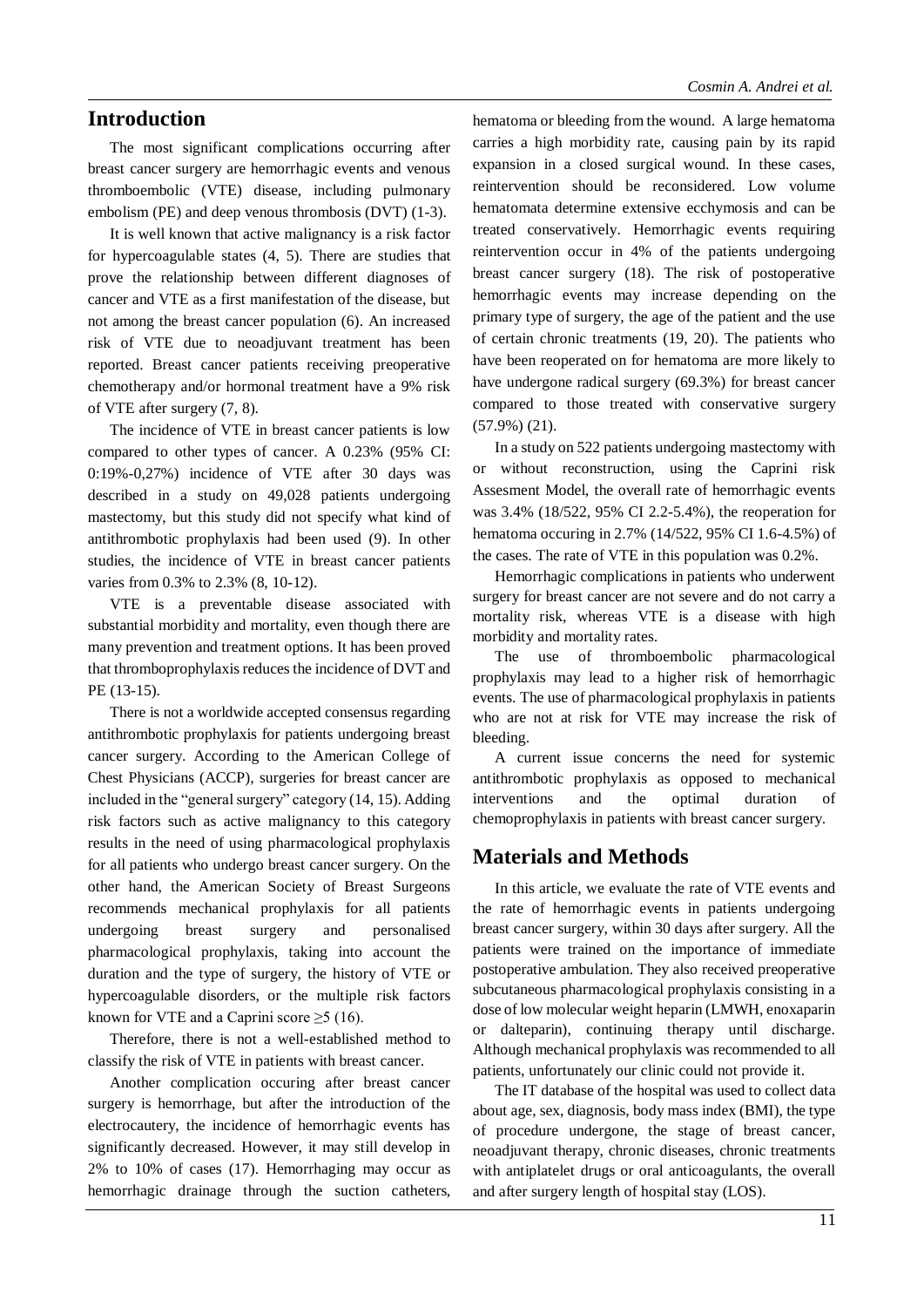## Introduction

The most significant complications occurring after breast cancer surgery are hemorrhagic events and venous thromboembolic (VTE) disease, including pulmonary embolism (PE) and deep venous thrombosis (DVT) (1-3).

It is well known that active malignancy is a risk factor for hypercoagulable states (4, 5). There are studies that prove the relationship between different diagnoses of cancer and VTE as a first manifestation of the disease, but not among the breast cancer population (6). An increased risk of VTE due to neoadjuvant treatment has been reported. Breast cancer patients receiving preoperative chemotherapy and/or hormonal treatment have a 9% risk of VTE after surgery (7, 8).

The incidence of VTE in breast cancer patients is low compared to other types of cancer. A 0.23% (95% CI: 0:19%-0,27%) incidence of VTE after 30 days was described in a study on 49,028 patients undergoing mastectomy, but this study did not specify what kind of antithrombotic prophylaxis had been used (9). In other studies, the incidence of VTE in breast cancer patients varies from 0.3% to 2.3% (8, 10-12).

VTE is a preventable disease associated with substantial morbidity and mortality, even though there are many prevention and treatment options. It has been proved that thromboprophylaxis reduces the incidence of DVT and PE (13-15).

There is not a worldwide accepted consensus regarding antithrombotic prophylaxis for patients undergoing breast cancer surgery. According to the American College of Chest Physicians (ACCP), surgeries for breast cancer are included in the "general surgery" category (14, 15). Adding risk factors such as active malignancy to this category results in the need of using pharmacological prophylaxis for all patients who undergo breast cancer surgery. On the other hand, the American Society of Breast Surgeons recommends mechanical prophylaxis for all patients undergoing breast surgery and personalised pharmacological prophylaxis, taking into account the duration and the type of surgery, the history of VTE or hypercoagulable disorders, or the multiple risk factors known for VTE and a Caprini score ≥5 (16).

Therefore, there is not a well-established method to classify the risk of VTE in patients with breast cancer.

Another complication occuring after breast cancer surgery is hemorrhage, but after the introduction of the electrocautery, the incidence of hemorrhagic events has significantly decreased. However, it may still develop in 2% to 10% of cases (17). Hemorrhaging may occur as hemorrhagic drainage through the suction catheters, hematoma or bleeding from the wound. A large hematoma carries a high morbidity rate, causing pain by its rapid expansion in a closed surgical wound. In these cases, reintervention should be reconsidered. Low volume hematomata determine extensive ecchymosis and can be treated conservatively. Hemorrhagic events requiring reintervention occur in 4% of the patients undergoing breast cancer surgery (18). The risk of postoperative hemorrhagic events may increase depending on the primary type of surgery, the age of the patient and the use of certain chronic treatments (19, 20). The patients who have been reoperated on for hematoma are more likely to have undergone radical surgery (69.3%) for breast cancer compared to those treated with conservative surgery (57.9%) (21).

In a study on 522 patients undergoing mastectomy with or without reconstruction, using the Caprini risk Assesment Model, the overall rate of hemorrhagic events was 3.4% (18/522, 95% CI 2.2-5.4%), the reoperation for hematoma occuring in 2.7% (14/522, 95% CI 1.6-4.5%) of the cases. The rate of VTE in this population was 0.2%.

Hemorrhagic complications in patients who underwent surgery for breast cancer are not severe and do not carry a mortality risk, whereas VTE is a disease with high morbidity and mortality rates.

The use of thromboembolic pharmacological prophylaxis may lead to a higher risk of hemorrhagic events. The use of pharmacological prophylaxis in patients who are not at risk for VTE may increase the risk of bleeding.

A current issue concerns the need for systemic antithrombotic prophylaxis as opposed to mechanical interventions and the optimal duration of chemoprophylaxis in patients with breast cancer surgery.

## Materials and Methods

In this article, we evaluate the rate of VTE events and the rate of hemorrhagic events in patients undergoing breast cancer surgery, within 30 days after surgery. All the patients were trained on the importance of immediate postoperative ambulation. They also received preoperative subcutaneous pharmacological prophylaxis consisting in a dose of low molecular weight heparin (LMWH, enoxaparin or dalteparin), continuing therapy until discharge. Although mechanical prophylaxis was recommended to all patients, unfortunately our clinic could not provide it.

The IT database of the hospital was used to collect data about age, sex, diagnosis, body mass index (BMI), the type of procedure undergone, the stage of breast cancer, neoadjuvant therapy, chronic diseases, chronic treatments with antiplatelet drugs or oral anticoagulants, the overall and after surgery length of hospital stay (LOS).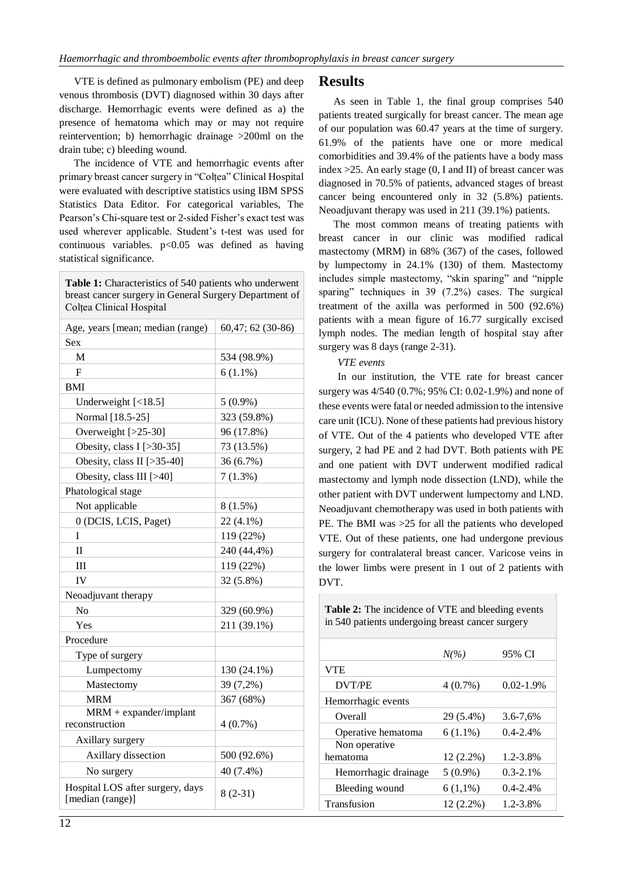VTE is defined as pulmonary embolism (PE) and deep venous thrombosis (DVT) diagnosed within 30 days after discharge. Hemorrhagic events were defined as a) the presence of hematoma which may or may not require reintervention; b) hemorrhagic drainage >200ml on the drain tube; c) bleeding wound.

The incidence of VTE and hemorrhagic events after primary breast cancer surgery in "Colțea" Clinical Hospital were evaluated with descriptive statistics using IBM SPSS Statistics Data Editor. For categorical variables, The Pearson's Chi-square test or 2-sided Fisher's exact test was used wherever applicable. Student's t-test was used for continuous variables. $p<0.05$ was defined as having statistical significance.

**Table 1:** Characteristics of 540 patients who underwent breast cancer surgery in General Surgery Department of Colțea Clinical Hospital

| | |
|---|---|
| Age, years [mean; median (range) | 60,47; 62 (30-86) |
| Sex | |
| M | 534 (98.9%) |
| F | 6 (1.1%) |
| BMI | |
| Underweight [<18.5] | 5 (0.9%) |
| Normal [18.5-25] | 323 (59.8%) |
| Overweight [>25-30] | 96 (17.8%) |
| Obesity, class I [>30-35] | 73 (13.5%) |
| Obesity, class II [>35-40] | 36 (6.7%) |
| Obesity, class III [>40] | 7 (1.3%) |
| Phatological stage | |
| Not applicable | 8 (1.5%) |
| 0 (DCIS, LCIS, Paget) | 22 (4.1%) |
| I | 119 (22%) |
| II | 240 (44,4%) |
| III | 119 (22%) |
| IV | 32 (5.8%) |
| Neoadjuvant therapy | |
| No | 329 (60.9%) |
| Yes | 211 (39.1%) |
| Procedure | |
| Type of surgery | |
| Lumpectomy | 130 (24.1%) |
| Mastectomy | 39 (7,2%) |
| MRM | 367 (68%) |
| MRM + expander/implant reconstruction | 4 (0.7%) |
| Axillary surgery | |
| Axillary dissection | 500 (92.6%) |
| No surgery | 40 (7.4%) |
| Hospital LOS after surgery, days [median (range)] | 8 (2-31) |

## Results

As seen in Table 1, the final group comprises 540 patients treated surgically for breast cancer. The mean age of our population was 60.47 years at the time of surgery. 61.9% of the patients have one or more medical comorbidities and 39.4% of the patients have a body mass index >25. An early stage (0, I and II) of breast cancer was diagnosed in 70.5% of patients, advanced stages of breast cancer being encountered only in 32 (5.8%) patients. Neoadjuvant therapy was used in 211 (39.1%) patients.

The most common means of treating patients with breast cancer in our clinic was modified radical mastectomy (MRM) in 68% (367) of the cases, followed by lumpectomy in 24.1% (130) of them. Mastectomy includes simple mastectomy, "skin sparing" and "nipple sparing" techniques in 39 (7.2%) cases. The surgical treatment of the axilla was performed in 500 (92.6%) patients with a mean figure of 16.77 surgically excised lymph nodes. The median length of hospital stay after surgery was 8 days (range 2-31).

*VTE events*

In our institution, the VTE rate for breast cancer surgery was 4/540 (0.7%; 95% CI: 0.02-1.9%) and none of these events were fatal or needed admission to the intensive care unit (ICU). None of these patients had previous history of VTE. Out of the 4 patients who developed VTE after surgery, 2 had PE and 2 had DVT. Both patients with PE and one patient with DVT underwent modified radical mastectomy and lymph node dissection (LND), while the other patient with DVT underwent lumpectomy and LND. Neoadjuvant chemotherapy was used in both patients with PE. The BMI was >25 for all the patients who developed VTE. Out of these patients, one had undergone previous surgery for contralateral breast cancer. Varicose veins in the lower limbs were present in 1 out of 2 patients with DVT.

**Table 2:** The incidence of VTE and bleeding events in 540 patients undergoing breast cancer surgery

| | *N(%)* | 95% CI |
|---|---|---|
| VTE | | |
| DVT/PE | 4 (0.7%) | 0.02-1.9% |
| Hemorrhagic events | | |
| Overall | 29 (5.4%) | 3.6-7,6% |
| Operative hematoma | 6 (1.1%) | 0.4-2.4% |
| Non operative hematoma | 12 (2.2%) | 1.2-3.8% |
| Hemorrhagic drainage | 5 (0.9%) | 0.3-2.1% |
| Bleeding wound | 6 (1,1%) | 0.4-2.4% |
| Transfusion | 12 (2.2%) | 1.2-3.8% |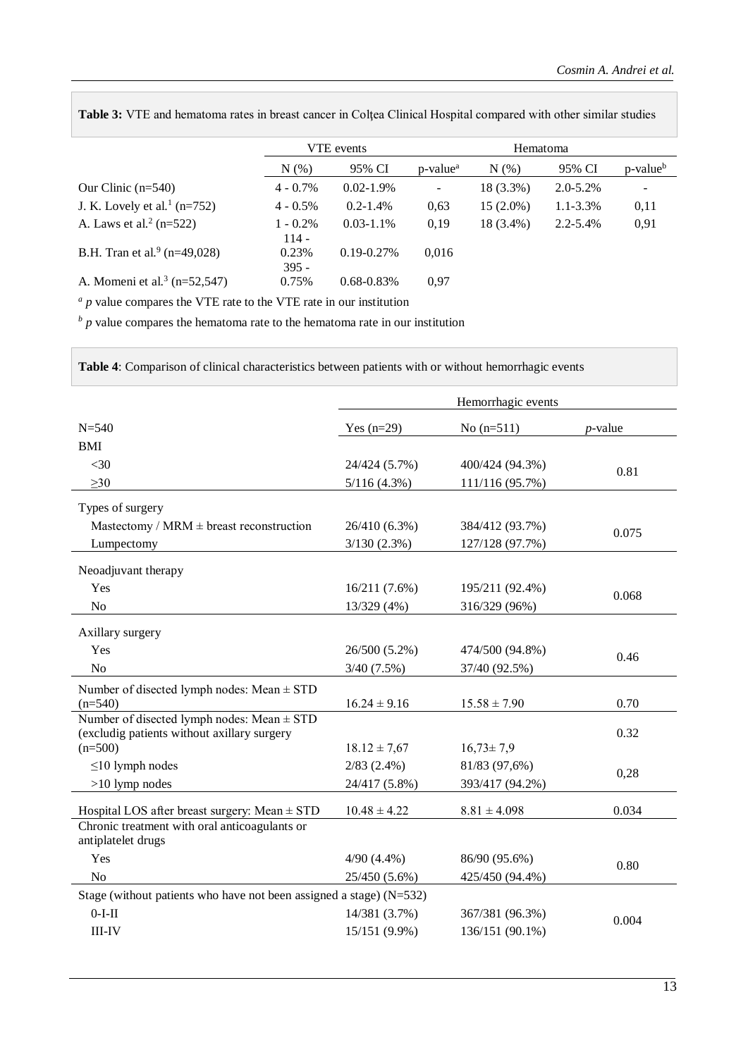**Table 3:** VTE and hematoma rates in breast cancer in Colțea Clinical Hospital compared with other similar studies

| | VTE events | | | Hematoma | | |
|---|---|---|---|---|---|---|
| | N (%) | 95% CI | p-value[a] | N (%) | 95% CI | p-value[b] |
| Our Clinic (n=540) | 4 - 0.7% | 0.02-1.9% | - | 18 (3.3%) | 2.0-5.2% | - |
| J. K. Lovely et al.[1] (n=752) | 4 - 0.5% | 0.2-1.4% | 0,63 | 15 (2.0%) | 1.1-3.3% | 0,11 |
| A. Laws et al.[2] (n=522) | 1 - 0.2% | 0.03-1.1% | 0,19 | 18 (3.4%) | 2.2-5.4% | 0,91 |
| B.H. Tran et al.[9] (n=49,028) | 114 - 0.23% | 0.19-0.27% | 0,016 | | | |
| A. Momeni et al.[3] (n=52,547) | 395 - 0.75% | 0.68-0.83% | 0,97 | | | |

[a] *p* value compares the VTE rate to the VTE rate in our institution

[b] *p* value compares the hematoma rate to the hematoma rate in our institution

**Table 4**: Comparison of clinical characteristics between patients with or without hemorrhagic events

| | Hemorrhagic events | | |
|---|---|---|---|
| N=540 | Yes (n=29) | No (n=511) | *p*-value |
| BMI | | | |
| <30 | 24/424 (5.7%) | 400/424 (94.3%) | 0.81 |
| ≥30 | 5/116 (4.3%) | 111/116 (95.7%) | |
| Types of surgery | | | |
| Mastectomy / MRM ± breast reconstruction | 26/410 (6.3%) | 384/412 (93.7%) | 0.075 |
| Lumpectomy | 3/130 (2.3%) | 127/128 (97.7%) | |
| Neoadjuvant therapy | | | |
| Yes | 16/211 (7.6%) | 195/211 (92.4%) | 0.068 |
| No | 13/329 (4%) | 316/329 (96%) | |
| Axillary surgery | | | |
| Yes | 26/500 (5.2%) | 474/500 (94.8%) | 0.46 |
| No | 3/40 (7.5%) | 37/40 (92.5%) | |
| Number of disected lymph nodes: Mean ± STD (n=540) | 16.24 ± 9.16 | 15.58 ± 7.90 | 0.70 |
| Number of disected lymph nodes: Mean ± STD (excludig patients without axillary surgery (n=500) | 18.12 ± 7,67 | 16,73± 7,9 | 0.32 |
| ≤10 lymph nodes | 2/83 (2.4%) | 81/83 (97,6%) | 0,28 |
| >10 lymp nodes | 24/417 (5.8%) | 393/417 (94.2%) | |
| Hospital LOS after breast surgery: Mean ± STD | 10.48 ± 4.22 | 8.81 ± 4.098 | 0.034 |
| Chronic treatment with oral anticoagulants or antiplatelet drugs | | | |
| Yes | 4/90 (4.4%) | 86/90 (95.6%) | 0.80 |
| No | 25/450 (5.6%) | 425/450 (94.4%) | |
| Stage (without patients who have not been assigned a stage) (N=532) | | | |
| 0-I-II | 14/381 (3.7%) | 367/381 (96.3%) | 0.004 |
| III-IV | 15/151 (9.9%) | 136/151 (90.1%) | |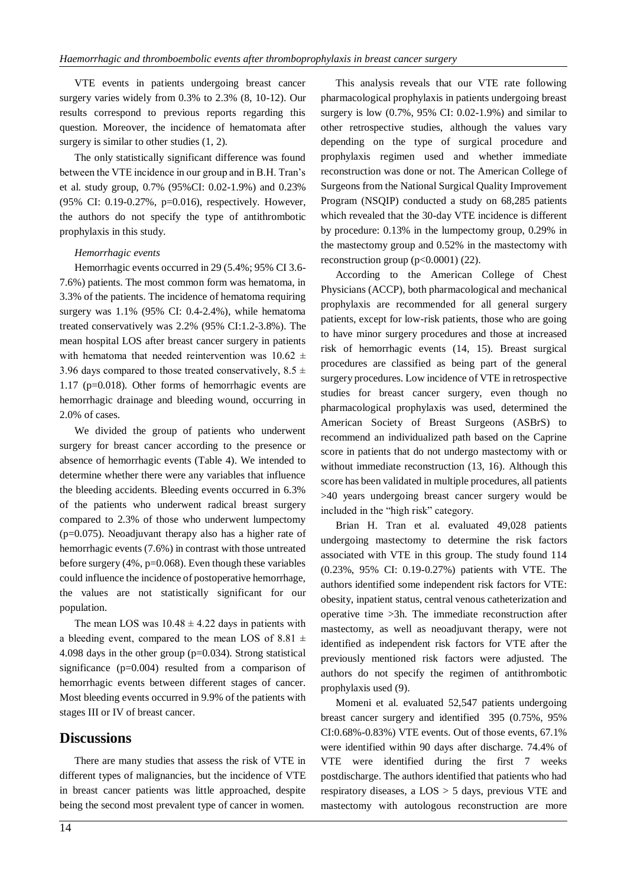VTE events in patients undergoing breast cancer surgery varies widely from 0.3% to 2.3% (8, 10-12). Our results correspond to previous reports regarding this question. Moreover, the incidence of hematomata after surgery is similar to other studies (1, 2).

The only statistically significant difference was found between the VTE incidence in our group and in B.H. Tran's et al. study group, 0.7% (95%CI: 0.02-1.9%) and 0.23% (95% CI: 0.19-0.27%, p=0.016), respectively. However, the authors do not specify the type of antithrombotic prophylaxis in this study.

*Hemorrhagic events*

Hemorrhagic events occurred in 29 (5.4%; 95% CI 3.6-7.6%) patients. The most common form was hematoma, in 3.3% of the patients. The incidence of hematoma requiring surgery was 1.1% (95% CI: 0.4-2.4%), while hematoma treated conservatively was 2.2% (95% CI:1.2-3.8%). The mean hospital LOS after breast cancer surgery in patients with hematoma that needed reintervention was $10.62 \pm 3.96$ days compared to those treated conservatively, $8.5 \pm 1.17$ (p=0.018). Other forms of hemorrhagic events are hemorrhagic drainage and bleeding wound, occurring in 2.0% of cases.

We divided the group of patients who underwent surgery for breast cancer according to the presence or absence of hemorrhagic events (Table 4). We intended to determine whether there were any variables that influence the bleeding accidents. Bleeding events occurred in 6.3% of the patients who underwent radical breast surgery compared to 2.3% of those who underwent lumpectomy (p=0.075). Neoadjuvant therapy also has a higher rate of hemorrhagic events (7.6%) in contrast with those untreated before surgery (4%, p=0.068). Even though these variables could influence the incidence of postoperative hemorrhage, the values are not statistically significant for our population.

The mean LOS was $10.48 \pm 4.22$ days in patients with a bleeding event, compared to the mean LOS of $8.81 \pm 4.098$ days in the other group (p=0.034). Strong statistical significance (p=0.004) resulted from a comparison of hemorrhagic events between different stages of cancer. Most bleeding events occurred in 9.9% of the patients with stages III or IV of breast cancer.

## Discussions

There are many studies that assess the risk of VTE in different types of malignancies, but the incidence of VTE in breast cancer patients was little approached, despite being the second most prevalent type of cancer in women.

This analysis reveals that our VTE rate following pharmacological prophylaxis in patients undergoing breast surgery is low (0.7%, 95% CI: 0.02-1.9%) and similar to other retrospective studies, although the values vary depending on the type of surgical procedure and prophylaxis regimen used and whether immediate reconstruction was done or not. The American College of Surgeons from the National Surgical Quality Improvement Program (NSQIP) conducted a study on 68,285 patients which revealed that the 30-day VTE incidence is different by procedure: 0.13% in the lumpectomy group, 0.29% in the mastectomy group and 0.52% in the mastectomy with reconstruction group (p<0.0001) (22).

According to the American College of Chest Physicians (ACCP), both pharmacological and mechanical prophylaxis are recommended for all general surgery patients, except for low-risk patients, those who are going to have minor surgery procedures and those at increased risk of hemorrhagic events (14, 15). Breast surgical procedures are classified as being part of the general surgery procedures. Low incidence of VTE in retrospective studies for breast cancer surgery, even though no pharmacological prophylaxis was used, determined the American Society of Breast Surgeons (ASBrS) to recommend an individualized path based on the Caprine score in patients that do not undergo mastectomy with or without immediate reconstruction (13, 16). Although this score has been validated in multiple procedures, all patients >40 years undergoing breast cancer surgery would be included in the "high risk" category.

Brian H. Tran et al. evaluated 49,028 patients undergoing mastectomy to determine the risk factors associated with VTE in this group. The study found 114 (0.23%, 95% CI: 0.19-0.27%) patients with VTE. The authors identified some independent risk factors for VTE: obesity, inpatient status, central venous catheterization and operative time >3h. The immediate reconstruction after mastectomy, as well as neoadjuvant therapy, were not identified as independent risk factors for VTE after the previously mentioned risk factors were adjusted. The authors do not specify the regimen of antithrombotic prophylaxis used (9).

Momeni et al. evaluated 52,547 patients undergoing breast cancer surgery and identified 395 (0.75%, 95% CI:0.68%-0.83%) VTE events. Out of those events, 67.1% were identified within 90 days after discharge. 74.4% of VTE were identified during the first 7 weeks postdischarge. The authors identified that patients who had respiratory diseases, a LOS > 5 days, previous VTE and mastectomy with autologous reconstruction are more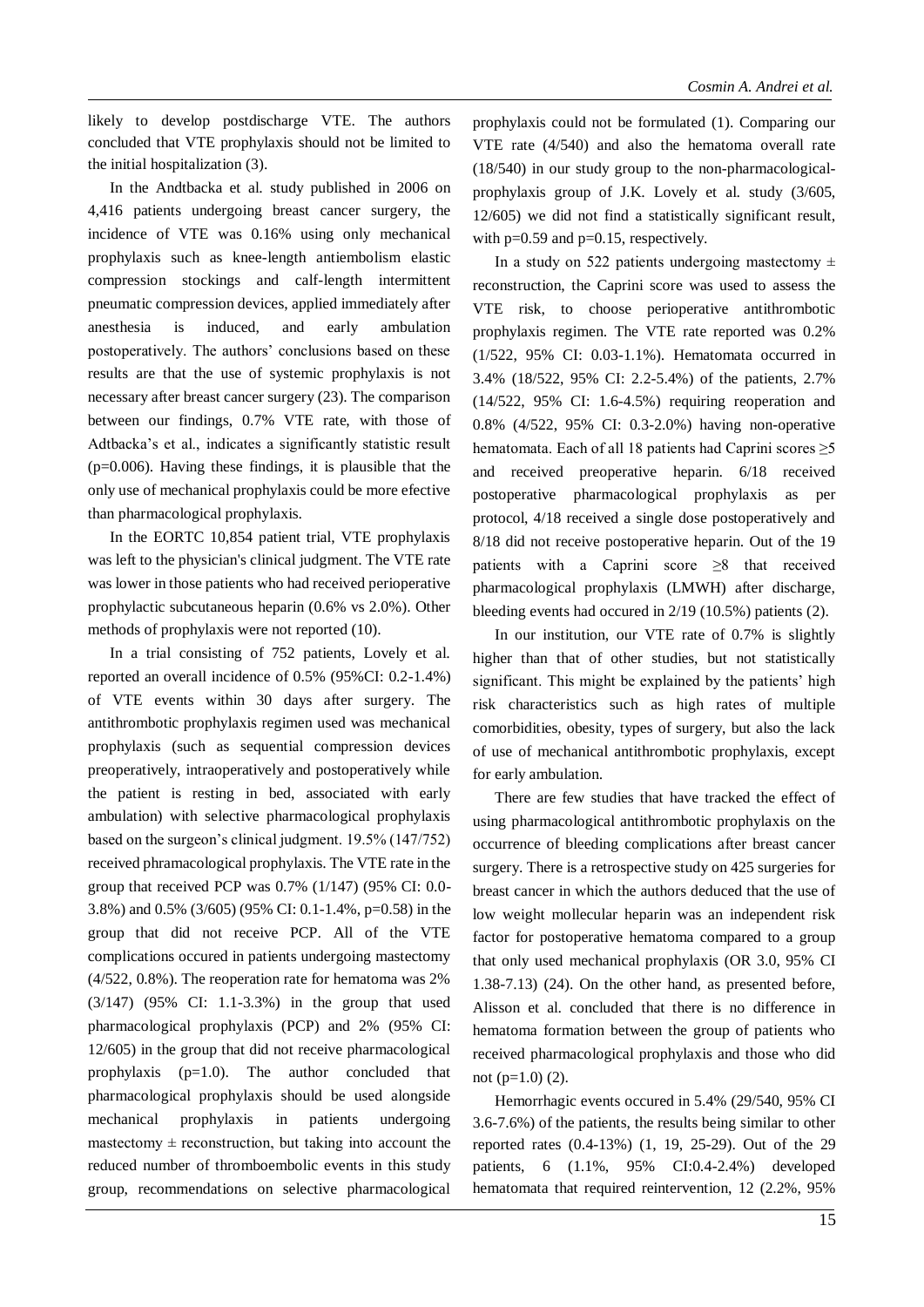likely to develop postdischarge VTE. The authors concluded that VTE prophylaxis should not be limited to the initial hospitalization (3).

In the Andtbacka et al. study published in 2006 on 4,416 patients undergoing breast cancer surgery, the incidence of VTE was 0.16% using only mechanical prophylaxis such as knee-length antiembolism elastic compression stockings and calf-length intermittent pneumatic compression devices, applied immediately after anesthesia is induced, and early ambulation postoperatively. The authors' conclusions based on these results are that the use of systemic prophylaxis is not necessary after breast cancer surgery (23). The comparison between our findings, 0.7% VTE rate, with those of Adtbacka's et al., indicates a significantly statistic result (p=0.006). Having these findings, it is plausible that the only use of mechanical prophylaxis could be more efective than pharmacological prophylaxis.

In the EORTC 10,854 patient trial, VTE prophylaxis was left to the physician's clinical judgment. The VTE rate was lower in those patients who had received perioperative prophylactic subcutaneous heparin (0.6% vs 2.0%). Other methods of prophylaxis were not reported (10).

In a trial consisting of 752 patients, Lovely et al. reported an overall incidence of 0.5% (95%CI: 0.2-1.4%) of VTE events within 30 days after surgery. The antithrombotic prophylaxis regimen used was mechanical prophylaxis (such as sequential compression devices preoperatively, intraoperatively and postoperatively while the patient is resting in bed, associated with early ambulation) with selective pharmacological prophylaxis based on the surgeon's clinical judgment. 19.5% (147/752) received phramacological prophylaxis. The VTE rate in the group that received PCP was 0.7% (1/147) (95% CI: 0.0-3.8%) and 0.5% (3/605) (95% CI: 0.1-1.4%, p=0.58) in the group that did not receive PCP. All of the VTE complications occured in patients undergoing mastectomy (4/522, 0.8%). The reoperation rate for hematoma was 2% (3/147) (95% CI: 1.1-3.3%) in the group that used pharmacological prophylaxis (PCP) and 2% (95% CI: 12/605) in the group that did not receive pharmacological prophylaxis (p=1.0). The author concluded that pharmacological prophylaxis should be used alongside mechanical prophylaxis in patients undergoing mastectomy ± reconstruction, but taking into account the reduced number of thromboembolic events in this study group, recommendations on selective pharmacological prophylaxis could not be formulated (1). Comparing our VTE rate (4/540) and also the hematoma overall rate (18/540) in our study group to the non-pharmacological-prophylaxis group of J.K. Lovely et al. study (3/605, 12/605) we did not find a statistically significant result, with p=0.59 and p=0.15, respectively.

In a study on 522 patients undergoing mastectomy ± reconstruction, the Caprini score was used to assess the VTE risk, to choose perioperative antithrombotic prophylaxis regimen. The VTE rate reported was 0.2% (1/522, 95% CI: 0.03-1.1%). Hematomata occurred in 3.4% (18/522, 95% CI: 2.2-5.4%) of the patients, 2.7% (14/522, 95% CI: 1.6-4.5%) requiring reoperation and 0.8% (4/522, 95% CI: 0.3-2.0%) having non-operative hematomata. Each of all 18 patients had Caprini scores ≥5 and received preoperative heparin. 6/18 received postoperative pharmacological prophylaxis as per protocol, 4/18 received a single dose postoperatively and 8/18 did not receive postoperative heparin. Out of the 19 patients with a Caprini score ≥8 that received pharmacological prophylaxis (LMWH) after discharge, bleeding events had occured in 2/19 (10.5%) patients (2).

In our institution, our VTE rate of 0.7% is slightly higher than that of other studies, but not statistically significant. This might be explained by the patients' high risk characteristics such as high rates of multiple comorbidities, obesity, types of surgery, but also the lack of use of mechanical antithrombotic prophylaxis, except for early ambulation.

There are few studies that have tracked the effect of using pharmacological antithrombotic prophylaxis on the occurrence of bleeding complications after breast cancer surgery. There is a retrospective study on 425 surgeries for breast cancer in which the authors deduced that the use of low weight mollecular heparin was an independent risk factor for postoperative hematoma compared to a group that only used mechanical prophylaxis (OR 3.0, 95% CI 1.38-7.13) (24). On the other hand, as presented before, Alisson et al. concluded that there is no difference in hematoma formation between the group of patients who received pharmacological prophylaxis and those who did not (p=1.0) (2).

Hemorrhagic events occured in 5.4% (29/540, 95% CI 3.6-7.6%) of the patients, the results being similar to other reported rates (0.4-13%) (1, 19, 25-29). Out of the 29 patients, 6 (1.1%, 95% CI:0.4-2.4%) developed hematomata that required reintervention, 12 (2.2%, 95%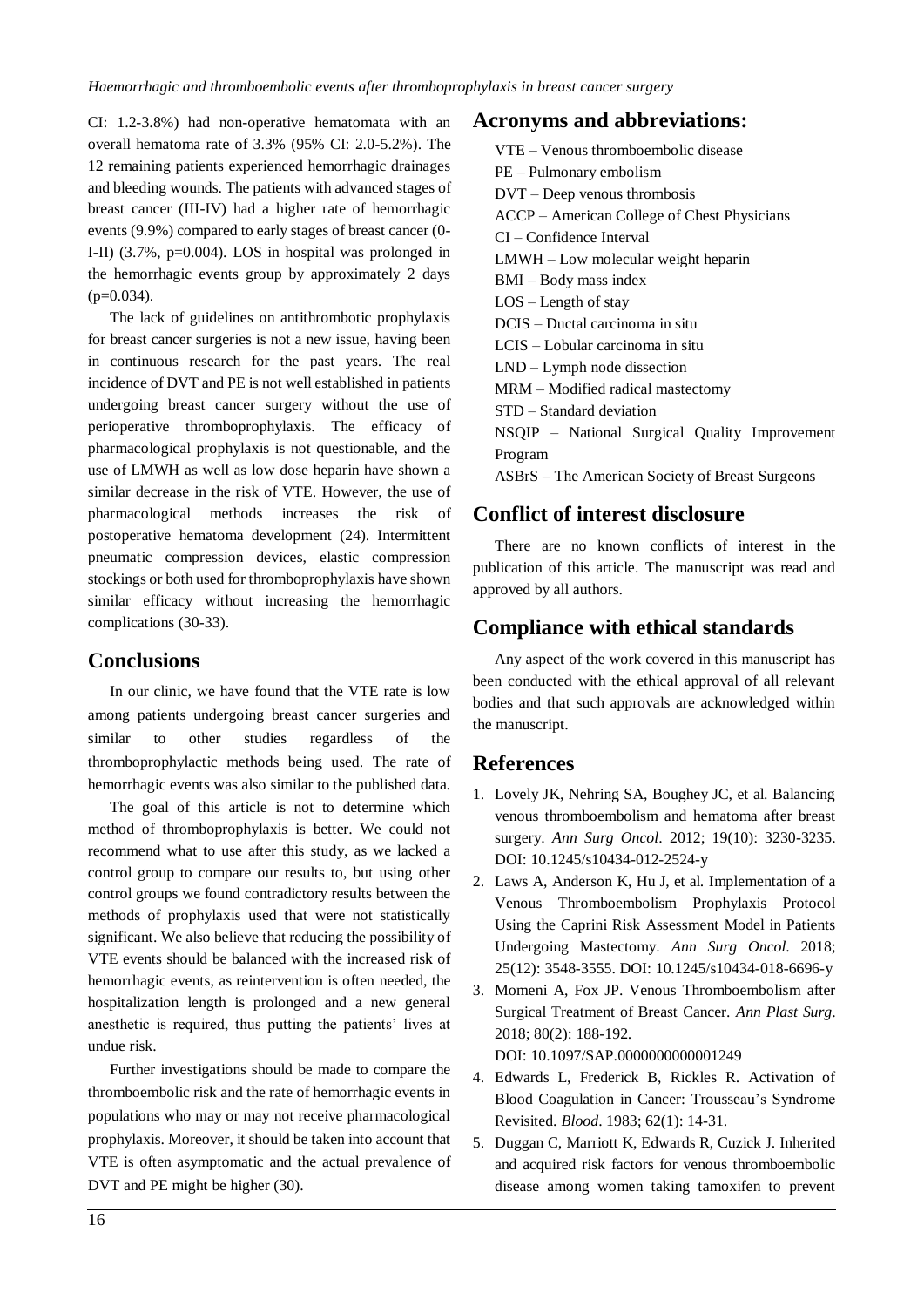CI: 1.2-3.8%) had non-operative hematomata with an overall hematoma rate of 3.3% (95% CI: 2.0-5.2%). The 12 remaining patients experienced hemorrhagic drainages and bleeding wounds. The patients with advanced stages of breast cancer (III-IV) had a higher rate of hemorrhagic events (9.9%) compared to early stages of breast cancer (0-I-II) (3.7%, p=0.004). LOS in hospital was prolonged in the hemorrhagic events group by approximately 2 days (p=0.034).

The lack of guidelines on antithrombotic prophylaxis for breast cancer surgeries is not a new issue, having been in continuous research for the past years. The real incidence of DVT and PE is not well established in patients undergoing breast cancer surgery without the use of perioperative thromboprophylaxis. The efficacy of pharmacological prophylaxis is not questionable, and the use of LMWH as well as low dose heparin have shown a similar decrease in the risk of VTE. However, the use of pharmacological methods increases the risk of postoperative hematoma development (24). Intermittent pneumatic compression devices, elastic compression stockings or both used for thromboprophylaxis have shown similar efficacy without increasing the hemorrhagic complications (30-33).

## Conclusions

In our clinic, we have found that the VTE rate is low among patients undergoing breast cancer surgeries and similar to other studies regardless of the thromboprophylactic methods being used. The rate of hemorrhagic events was also similar to the published data.

The goal of this article is not to determine which method of thromboprophylaxis is better. We could not recommend what to use after this study, as we lacked a control group to compare our results to, but using other control groups we found contradictory results between the methods of prophylaxis used that were not statistically significant. We also believe that reducing the possibility of VTE events should be balanced with the increased risk of hemorrhagic events, as reintervention is often needed, the hospitalization length is prolonged and a new general anesthetic is required, thus putting the patients' lives at undue risk.

Further investigations should be made to compare the thromboembolic risk and the rate of hemorrhagic events in populations who may or may not receive pharmacological prophylaxis. Moreover, it should be taken into account that VTE is often asymptomatic and the actual prevalence of DVT and PE might be higher (30).

## Acronyms and abbreviations:

VTE – Venous thromboembolic disease
PE – Pulmonary embolism
DVT – Deep venous thrombosis
ACCP – American College of Chest Physicians
CI – Confidence Interval
LMWH – Low molecular weight heparin
BMI – Body mass index
LOS – Length of stay
DCIS – Ductal carcinoma in situ
LCIS – Lobular carcinoma in situ
LND – Lymph node dissection
MRM – Modified radical mastectomy
STD – Standard deviation
NSQIP – National Surgical Quality Improvement Program
ASBrS – The American Society of Breast Surgeons

## Conflict of interest disclosure

There are no known conflicts of interest in the publication of this article. The manuscript was read and approved by all authors.

## Compliance with ethical standards

Any aspect of the work covered in this manuscript has been conducted with the ethical approval of all relevant bodies and that such approvals are acknowledged within the manuscript.

## References

1. Lovely JK, Nehring SA, Boughey JC, et al. Balancing venous thromboembolism and hematoma after breast surgery. *Ann Surg Oncol*. 2012; 19(10): 3230-3235. DOI: 10.1245/s10434-012-2524-y
2. Laws A, Anderson K, Hu J, et al. Implementation of a Venous Thromboembolism Prophylaxis Protocol Using the Caprini Risk Assessment Model in Patients Undergoing Mastectomy. *Ann Surg Oncol*. 2018; 25(12): 3548-3555. DOI: 10.1245/s10434-018-6696-y
3. Momeni A, Fox JP. Venous Thromboembolism after Surgical Treatment of Breast Cancer. *Ann Plast Surg*. 2018; 80(2): 188-192. DOI: 10.1097/SAP.0000000000001249
4. Edwards L, Frederick B, Rickles R. Activation of Blood Coagulation in Cancer: Trousseau's Syndrome Revisited. *Blood*. 1983; 62(1): 14-31.
5. Duggan C, Marriott K, Edwards R, Cuzick J. Inherited and acquired risk factors for venous thromboembolic disease among women taking tamoxifen to prevent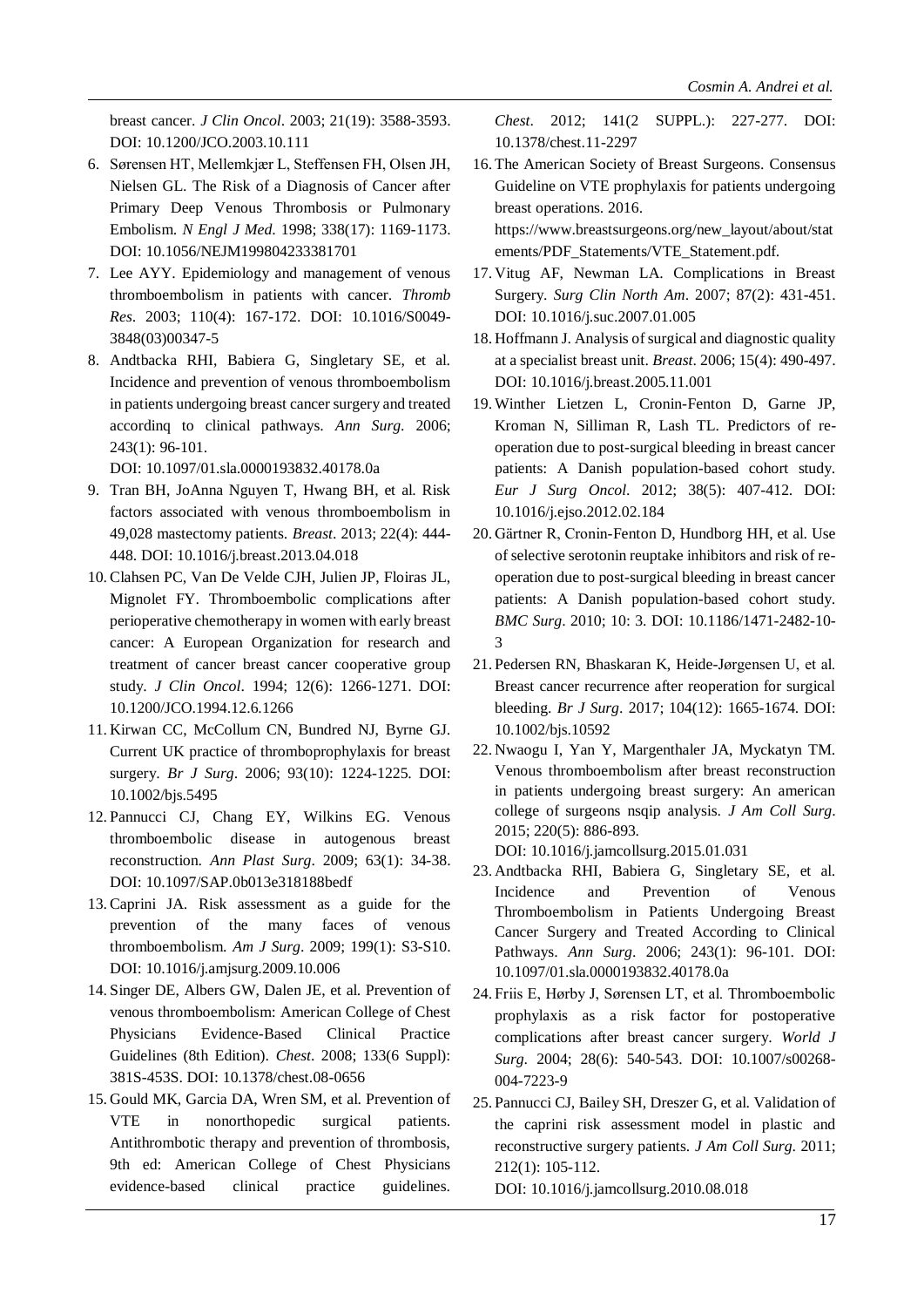breast cancer. *J Clin Oncol*. 2003; 21(19): 3588-3593. DOI: 10.1200/JCO.2003.10.111

6. Sørensen HT, Mellemkjær L, Steffensen FH, Olsen JH, Nielsen GL. The Risk of a Diagnosis of Cancer after Primary Deep Venous Thrombosis or Pulmonary Embolism. *N Engl J Med*. 1998; 338(17): 1169-1173. DOI: 10.1056/NEJM199804233381701
7. Lee AYY. Epidemiology and management of venous thromboembolism in patients with cancer. *Thromb Res*. 2003; 110(4): 167-172. DOI: 10.1016/S0049-3848(03)00347-5
8. Andtbacka RHI, Babiera G, Singletary SE, et al. Incidence and prevention of venous thromboembolism in patients undergoing breast cancer surgery and treated accordinq to clinical pathways. *Ann Surg*. 2006; 243(1): 96-101. DOI: 10.1097/01.sla.0000193832.40178.0a
9. Tran BH, JoAnna Nguyen T, Hwang BH, et al. Risk factors associated with venous thromboembolism in 49,028 mastectomy patients. *Breast*. 2013; 22(4): 444-448. DOI: 10.1016/j.breast.2013.04.018
10. Clahsen PC, Van De Velde CJH, Julien JP, Floiras JL, Mignolet FY. Thromboembolic complications after perioperative chemotherapy in women with early breast cancer: A European Organization for research and treatment of cancer breast cancer cooperative group study. *J Clin Oncol*. 1994; 12(6): 1266-1271. DOI: 10.1200/JCO.1994.12.6.1266
11. Kirwan CC, McCollum CN, Bundred NJ, Byrne GJ. Current UK practice of thromboprophylaxis for breast surgery. *Br J Surg*. 2006; 93(10): 1224-1225. DOI: 10.1002/bjs.5495
12. Pannucci CJ, Chang EY, Wilkins EG. Venous thromboembolic disease in autogenous breast reconstruction. *Ann Plast Surg*. 2009; 63(1): 34-38. DOI: 10.1097/SAP.0b013e318188bedf
13. Caprini JA. Risk assessment as a guide for the prevention of the many faces of venous thromboembolism. *Am J Surg*. 2009; 199(1): S3-S10. DOI: 10.1016/j.amjsurg.2009.10.006
14. Singer DE, Albers GW, Dalen JE, et al. Prevention of venous thromboembolism: American College of Chest Physicians Evidence-Based Clinical Practice Guidelines (8th Edition). *Chest*. 2008; 133(6 Suppl): 381S-453S. DOI: 10.1378/chest.08-0656
15. Gould MK, Garcia DA, Wren SM, et al. Prevention of VTE in nonorthopedic surgical patients. Antithrombotic therapy and prevention of thrombosis, 9th ed: American College of Chest Physicians evidence-based clinical practice guidelines. *Chest*. 2012; 141(2 SUPPL.): 227-277. DOI: 10.1378/chest.11-2297
16. The American Society of Breast Surgeons. Consensus Guideline on VTE prophylaxis for patients undergoing breast operations. 2016. https://www.breastsurgeons.org/new_layout/about/statements/PDF_Statements/VTE_Statement.pdf.
17. Vitug AF, Newman LA. Complications in Breast Surgery. *Surg Clin North Am*. 2007; 87(2): 431-451. DOI: 10.1016/j.suc.2007.01.005
18. Hoffmann J. Analysis of surgical and diagnostic quality at a specialist breast unit. *Breast*. 2006; 15(4): 490-497. DOI: 10.1016/j.breast.2005.11.001
19. Winther Lietzen L, Cronin-Fenton D, Garne JP, Kroman N, Silliman R, Lash TL. Predictors of re-operation due to post-surgical bleeding in breast cancer patients: A Danish population-based cohort study. *Eur J Surg Oncol*. 2012; 38(5): 407-412. DOI: 10.1016/j.ejso.2012.02.184
20. Gärtner R, Cronin-Fenton D, Hundborg HH, et al. Use of selective serotonin reuptake inhibitors and risk of re-operation due to post-surgical bleeding in breast cancer patients: A Danish population-based cohort study. *BMC Surg*. 2010; 10: 3. DOI: 10.1186/1471-2482-10-3
21. Pedersen RN, Bhaskaran K, Heide-Jørgensen U, et al. Breast cancer recurrence after reoperation for surgical bleeding. *Br J Surg*. 2017; 104(12): 1665-1674. DOI: 10.1002/bjs.10592
22. Nwaogu I, Yan Y, Margenthaler JA, Myckatyn TM. Venous thromboembolism after breast reconstruction in patients undergoing breast surgery: An american college of surgeons nsqip analysis. *J Am Coll Surg*. 2015; 220(5): 886-893. DOI: 10.1016/j.jamcollsurg.2015.01.031
23. Andtbacka RHI, Babiera G, Singletary SE, et al. Incidence and Prevention of Venous Thromboembolism in Patients Undergoing Breast Cancer Surgery and Treated According to Clinical Pathways. *Ann Surg*. 2006; 243(1): 96-101. DOI: 10.1097/01.sla.0000193832.40178.0a
24. Friis E, Hørby J, Sørensen LT, et al. Thromboembolic prophylaxis as a risk factor for postoperative complications after breast cancer surgery. *World J Surg*. 2004; 28(6): 540-543. DOI: 10.1007/s00268-004-7223-9
25. Pannucci CJ, Bailey SH, Dreszer G, et al. Validation of the caprini risk assessment model in plastic and reconstructive surgery patients. *J Am Coll Surg*. 2011; 212(1): 105-112. DOI: 10.1016/j.jamcollsurg.2010.08.018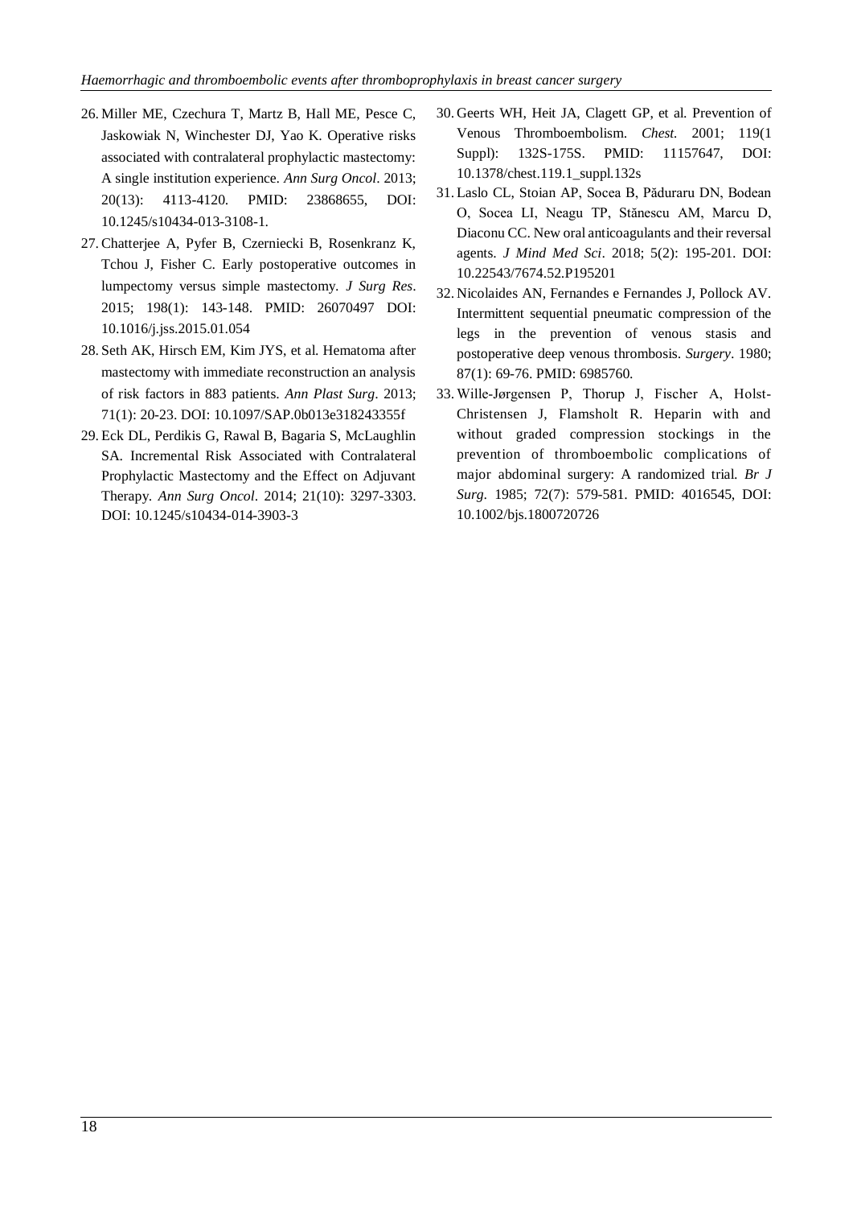26. Miller ME, Czechura T, Martz B, Hall ME, Pesce C, Jaskowiak N, Winchester DJ, Yao K. Operative risks associated with contralateral prophylactic mastectomy: A single institution experience. *Ann Surg Oncol*. 2013; 20(13): 4113-4120. PMID: 23868655, DOI: 10.1245/s10434-013-3108-1.
27. Chatterjee A, Pyfer B, Czerniecki B, Rosenkranz K, Tchou J, Fisher C. Early postoperative outcomes in lumpectomy versus simple mastectomy. *J Surg Res*. 2015; 198(1): 143-148. PMID: 26070497 DOI: 10.1016/j.jss.2015.01.054
28. Seth AK, Hirsch EM, Kim JYS, et al. Hematoma after mastectomy with immediate reconstruction an analysis of risk factors in 883 patients. *Ann Plast Surg*. 2013; 71(1): 20-23. DOI: 10.1097/SAP.0b013e318243355f
29. Eck DL, Perdikis G, Rawal B, Bagaria S, McLaughlin SA. Incremental Risk Associated with Contralateral Prophylactic Mastectomy and the Effect on Adjuvant Therapy. *Ann Surg Oncol*. 2014; 21(10): 3297-3303. DOI: 10.1245/s10434-014-3903-3
30. Geerts WH, Heit JA, Clagett GP, et al. Prevention of Venous Thromboembolism. *Chest.* 2001; 119(1 Suppl): 132S-175S. PMID: 11157647, DOI: 10.1378/chest.119.1_suppl.132s
31. Laslo CL, Stoian AP, Socea B, Păduraru DN, Bodean O, Socea LI, Neagu TP, Stănescu AM, Marcu D, Diaconu CC. New oral anticoagulants and their reversal agents. *J Mind Med Sci*. 2018; 5(2): 195-201. DOI: 10.22543/7674.52.P195201
32. Nicolaides AN, Fernandes e Fernandes J, Pollock AV. Intermittent sequential pneumatic compression of the legs in the prevention of venous stasis and postoperative deep venous thrombosis. *Surgery*. 1980; 87(1): 69-76. PMID: 6985760.
33. Wille-Jørgensen P, Thorup J, Fischer A, Holst-Christensen J, Flamsholt R. Heparin with and without graded compression stockings in the prevention of thromboembolic complications of major abdominal surgery: A randomized trial. *Br J Surg.* 1985; 72(7): 579-581. PMID: 4016545, DOI: 10.1002/bjs.1800720726